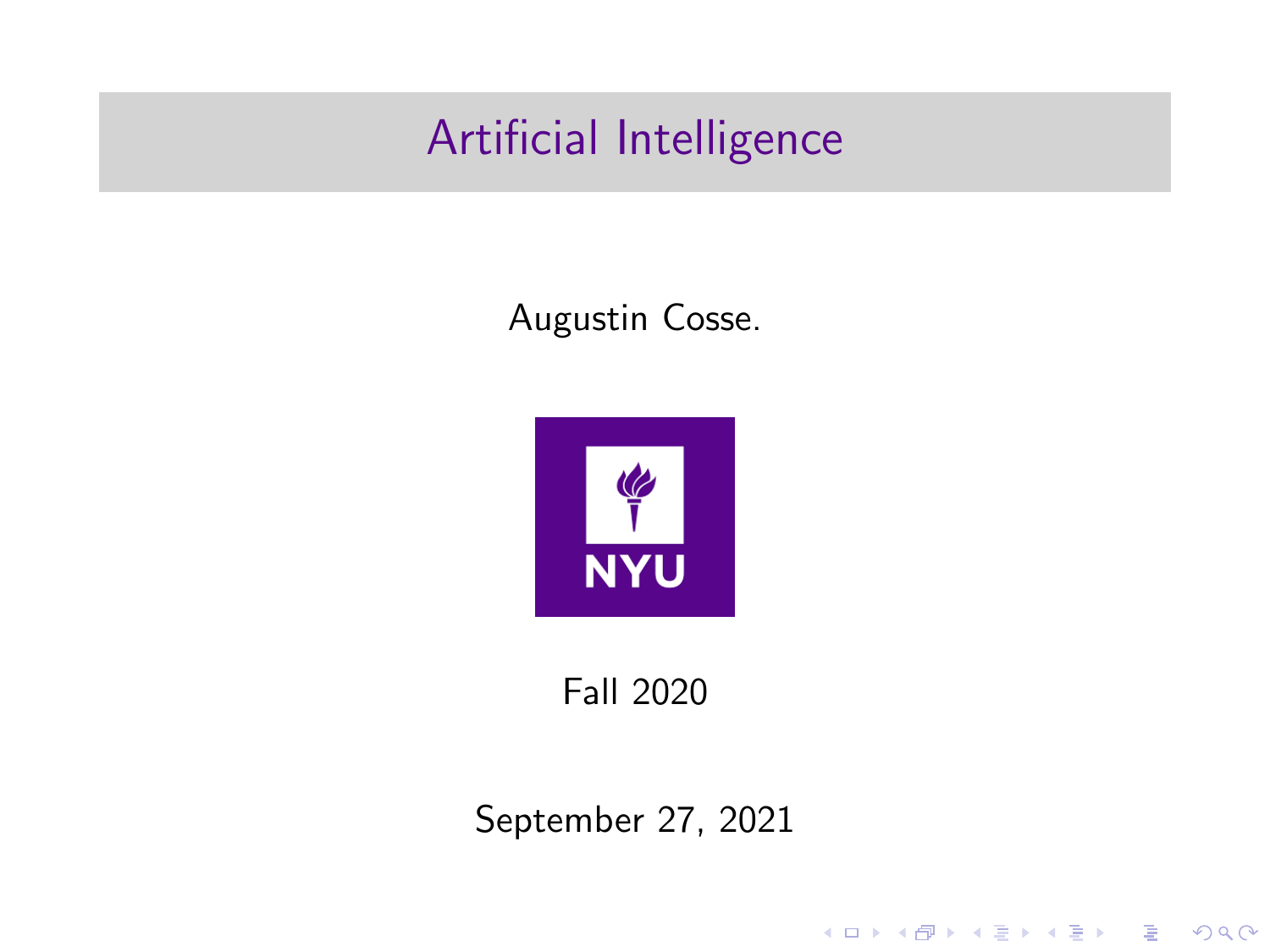# Artificial Intelligence

Augustin Cosse.

Fall 2020

September 27, 2021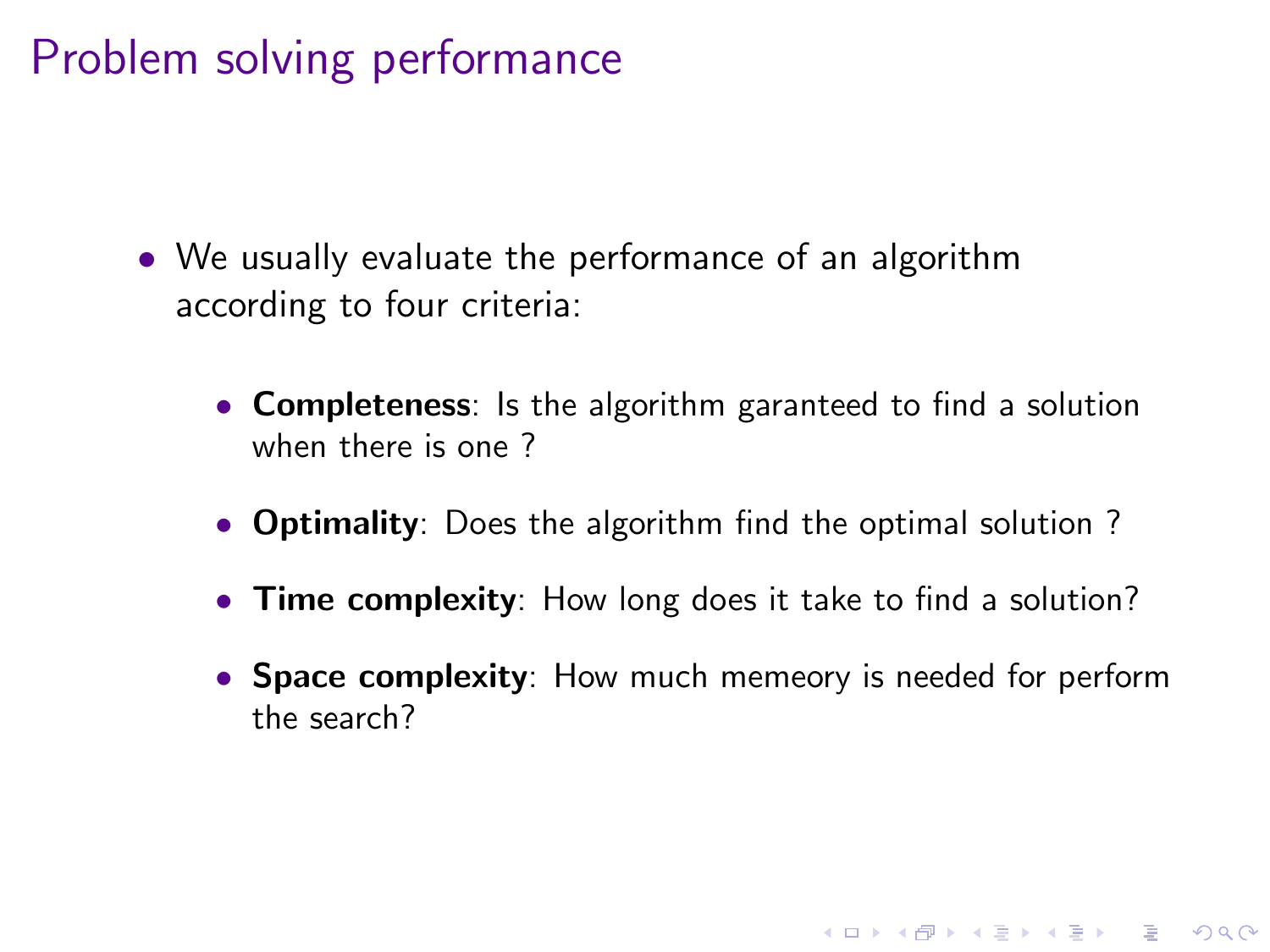# Problem solving performance

- We usually evaluate the performance of an algorithm according to four criteria:
  - **Completeness**: Is the algorithm garanteed to find a solution when there is one ?
  - **Optimality**: Does the algorithm find the optimal solution ?
  - **Time complexity**: How long does it take to find a solution?
  - **Space complexity**: How much memeory is needed for perform the search?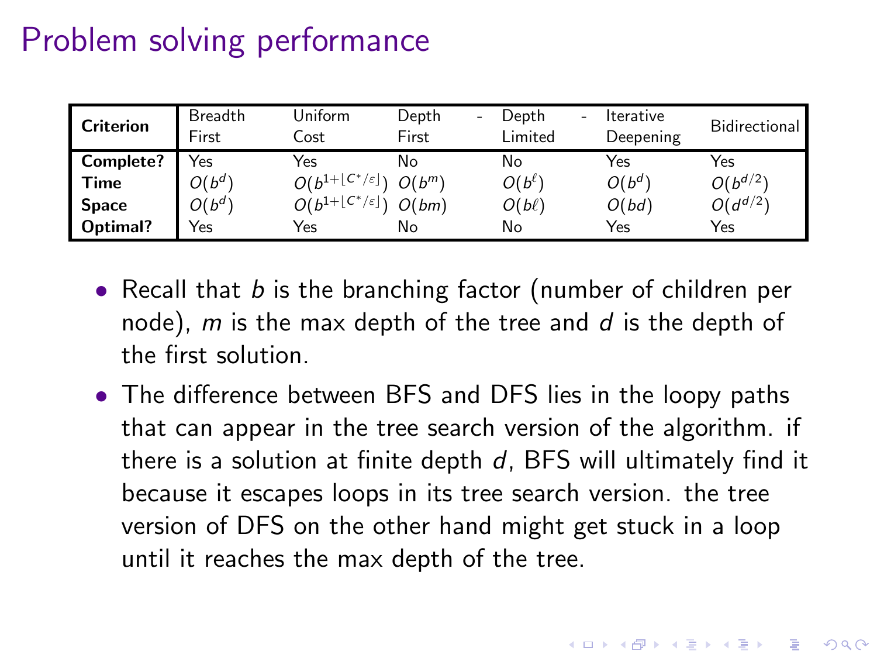# Problem solving performance

| Criterion | Breadth First | Uniform Cost | Depth - First | Depth - Limited | Iterative Deepening | Bidirectional |
|---|---|---|---|---|---|---|
| **Complete?** | Yes | Yes | No | No | Yes | Yes |
| **Time** | $O(b^d)$ | $O(b^{1+\lfloor C^*/\varepsilon \rfloor})$ | $O(b^m)$ | $O(b^\ell)$ | $O(b^d)$ | $O(b^{d/2})$ |
| **Space** | $O(b^d)$ | $O(b^{1+\lfloor C^*/\varepsilon \rfloor})$ | $O(bm)$ | $O(b\ell)$ | $O(bd)$ | $O(d^{d/2})$ |
| **Optimal?** | Yes | Yes | No | No | Yes | Yes |

- Recall that $b$ is the branching factor (number of children per node), $m$ is the max depth of the tree and $d$ is the depth of the first solution.
- The difference between BFS and DFS lies in the loopy paths that can appear in the tree search version of the algorithm. if there is a solution at finite depth $d$, BFS will ultimately find it because it escapes loops in its tree search version. the tree version of DFS on the other hand might get stuck in a loop until it reaches the max depth of the tree.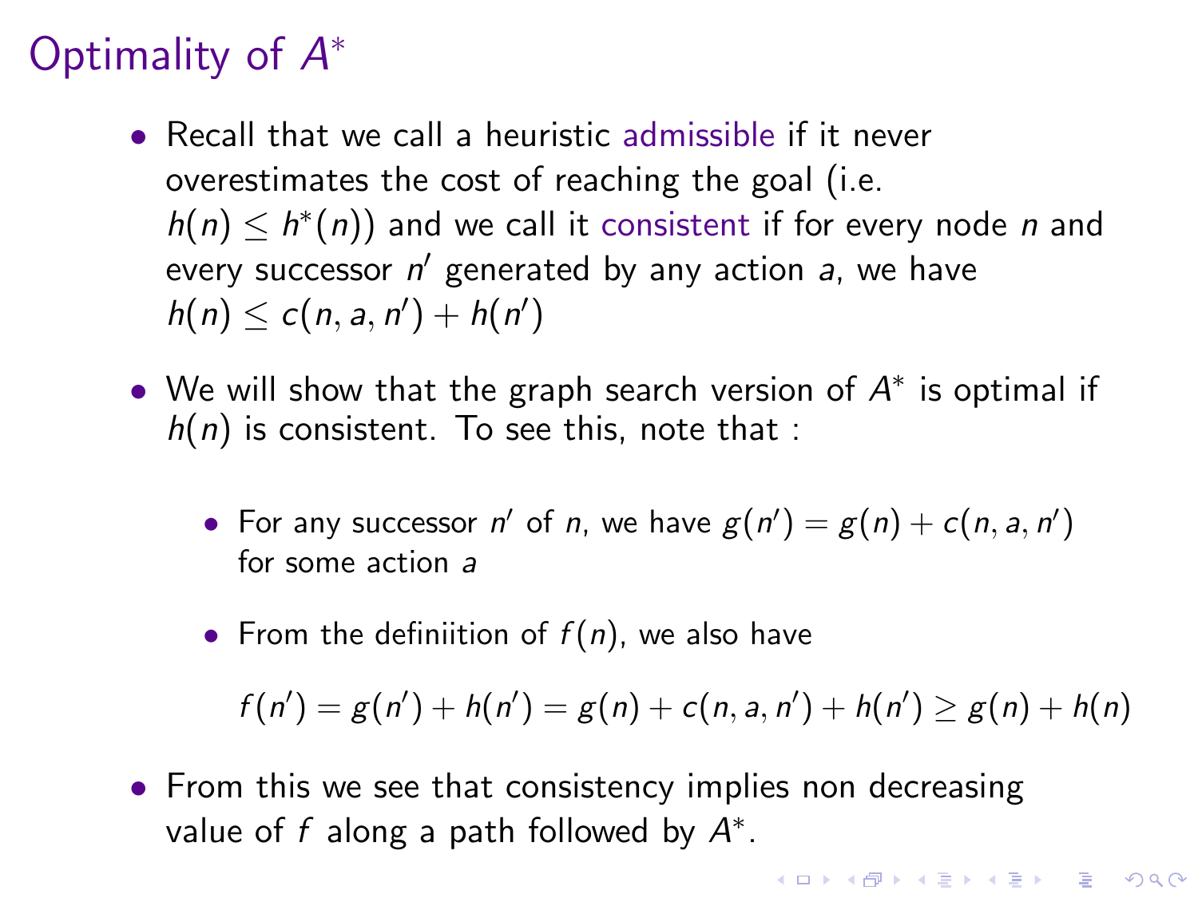# Optimality of $A^*$

- Recall that we call a heuristic admissible if it never overestimates the cost of reaching the goal (i.e. $h(n) \leq h^*(n)$) and we call it consistent if for every node $n$ and every successor $n'$ generated by any action $a$, we have $h(n) \leq c(n, a, n') + h(n')$
- We will show that the graph search version of $A^*$ is optimal if $h(n)$ is consistent. To see this, note that :
  - For any successor $n'$ of $n$, we have $g(n') = g(n) + c(n, a, n')$ for some action $a$
  - From the definiition of $f(n)$, we also have

    $$f(n') = g(n') + h(n') = g(n) + c(n, a, n') + h(n') \geq g(n) + h(n)$$

- From this we see that consistency implies non decreasing value of $f$ along a path followed by $A^*$.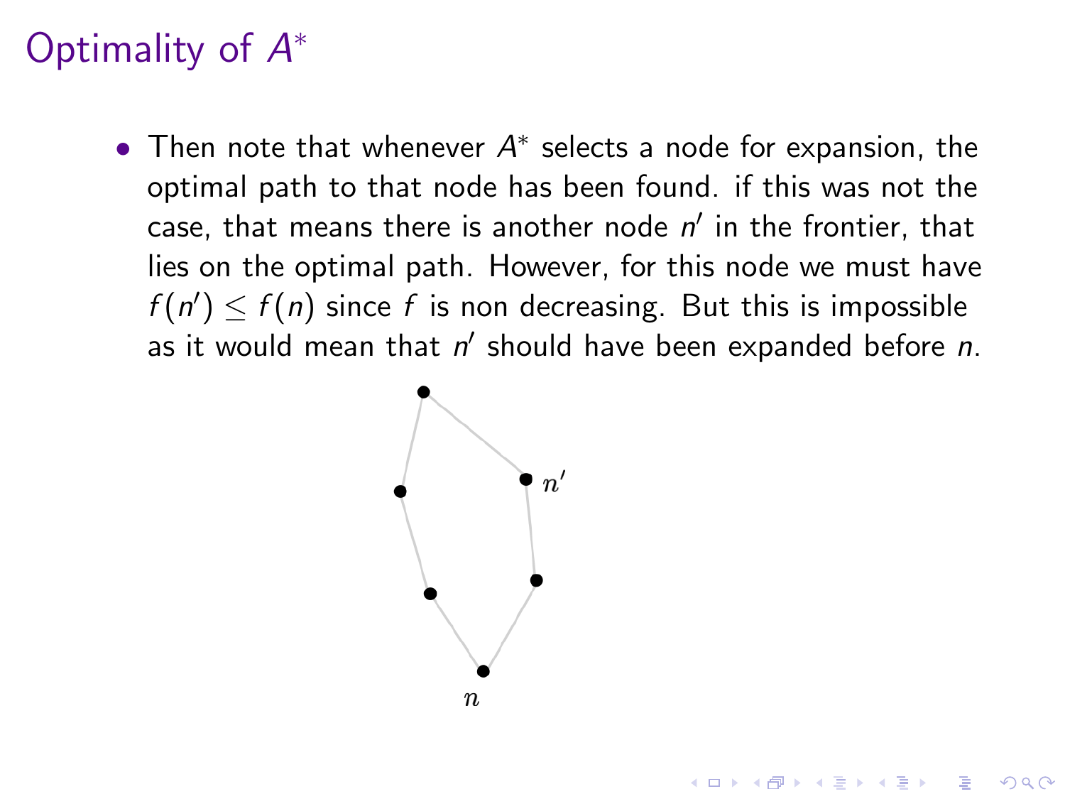# Optimality of $A^*$

- Then note that whenever $A^*$ selects a node for expansion, the optimal path to that node has been found. if this was not the case, that means there is another node $n'$ in the frontier, that lies on the optimal path. However, for this node we must have $f(n') \leq f(n)$ since $f$ is non decreasing. But this is impossible as it would mean that $n'$ should have been expanded before $n$.

$n'$

$n$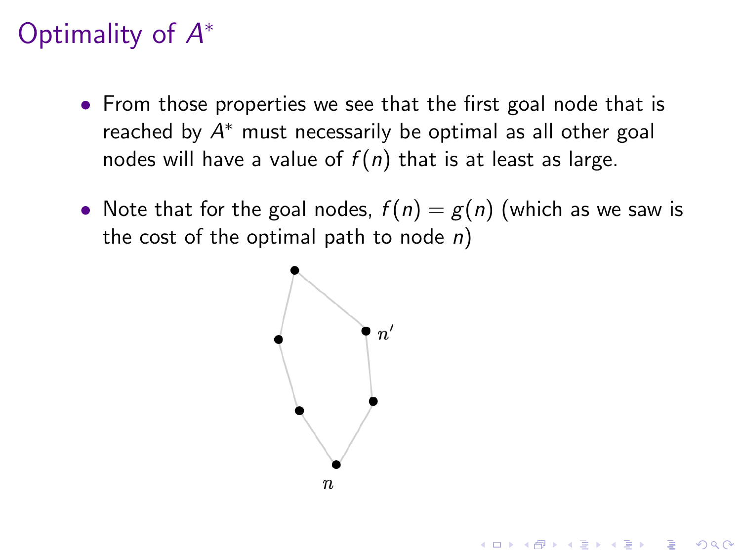# Optimality of $A^*$

- From those properties we see that the first goal node that is reached by $A^*$ must necessarily be optimal as all other goal nodes will have a value of $f(n)$ that is at least as large.

- Note that for the goal nodes, $f(n) = g(n)$ (which as we saw is the cost of the optimal path to node $n$)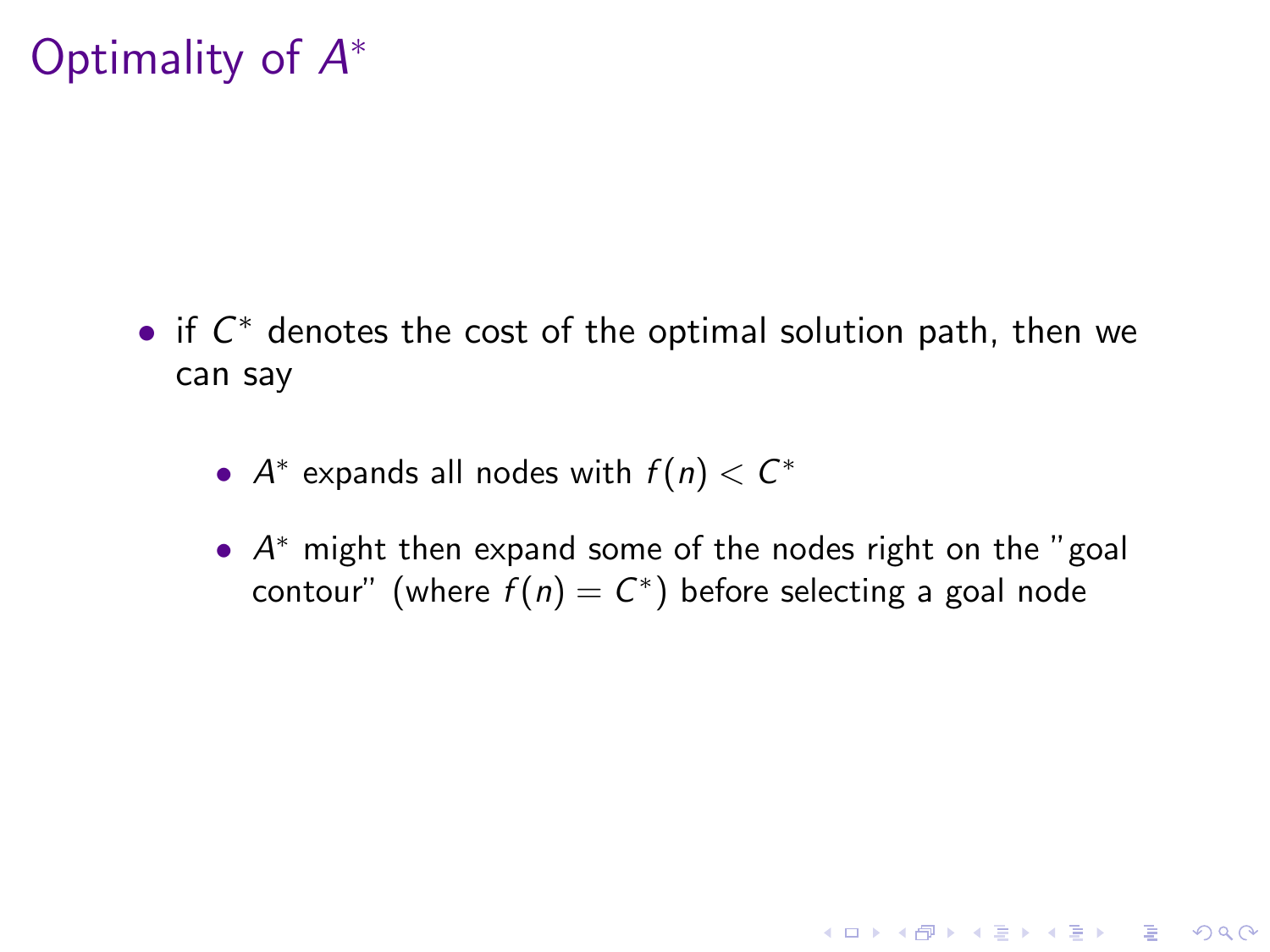# Optimality of $A^*$

- if $C^*$ denotes the cost of the optimal solution path, then we can say
  - $A^*$ expands all nodes with $f(n) < C^*$
  - $A^*$ might then expand some of the nodes right on the "goal contour" (where $f(n) = C^*$) before selecting a goal node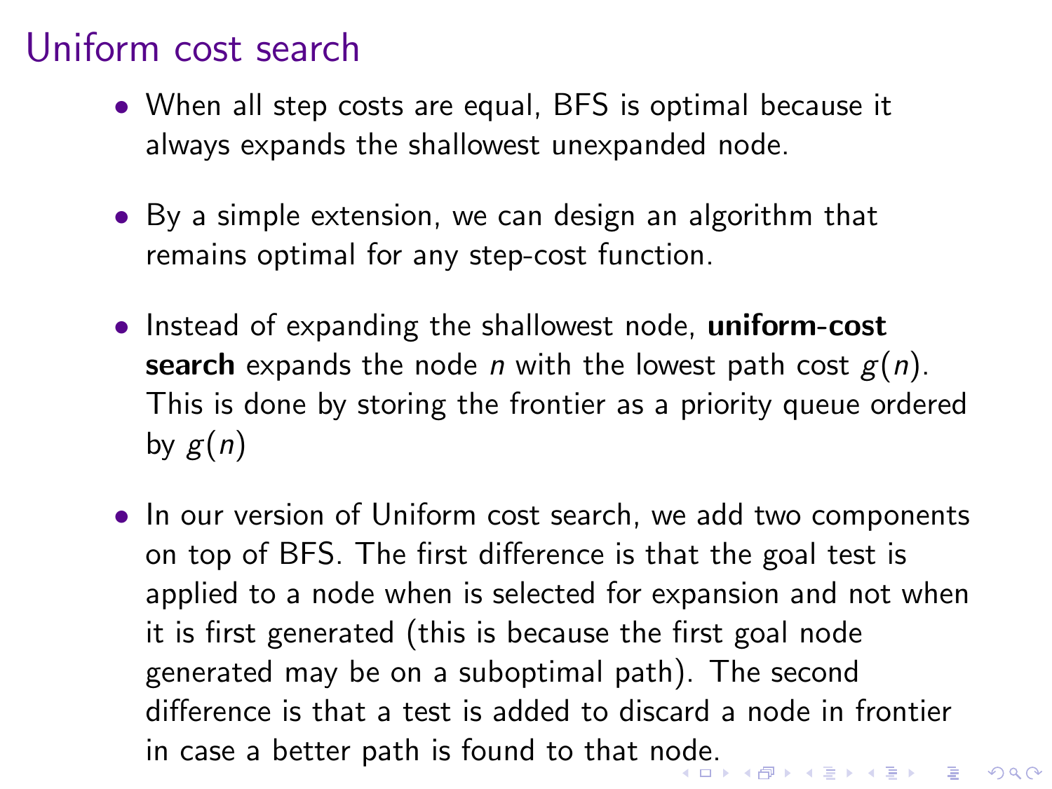# Uniform cost search

- When all step costs are equal, BFS is optimal because it always expands the shallowest unexpanded node.

- By a simple extension, we can design an algorithm that remains optimal for any step-cost function.

- Instead of expanding the shallowest node, **uniform-cost search** expands the node $n$ with the lowest path cost $g(n)$. This is done by storing the frontier as a priority queue ordered by $g(n)$

- In our version of Uniform cost search, we add two components on top of BFS. The first difference is that the goal test is applied to a node when is selected for expansion and not when it is first generated (this is because the first goal node generated may be on a suboptimal path). The second difference is that a test is added to discard a node in frontier in case a better path is found to that node.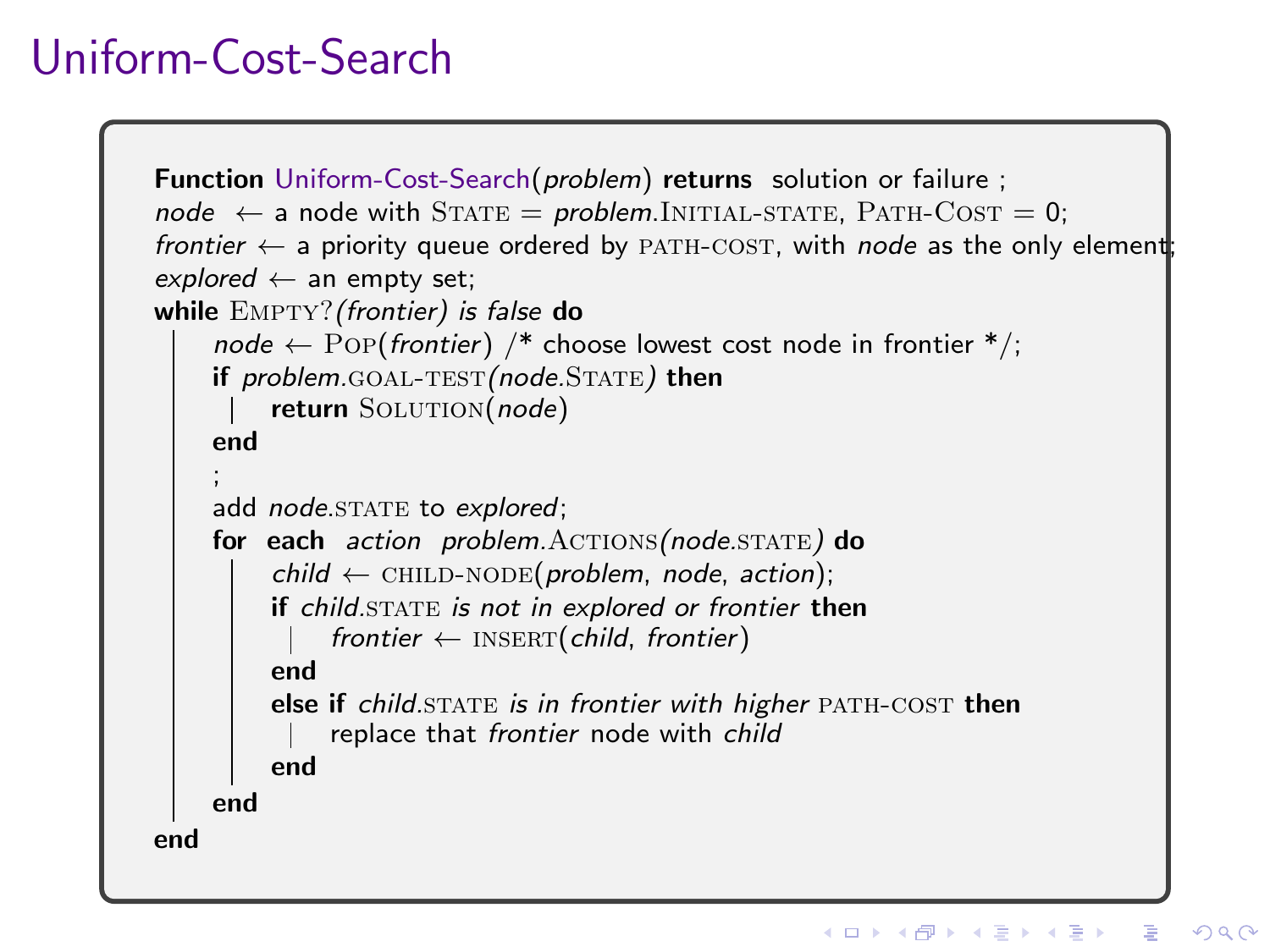# Uniform-Cost-Search

```
Function Uniform-Cost-Search(problem) returns solution or failure ;
node ← a node with STATE = problem.INITIAL-STATE, PATH-COST = 0;
frontier ← a priority queue ordered by PATH-COST, with node as the only element;
explored ← an empty set;
while EMPTY?(frontier) is false do
    node ← POP(frontier) /* choose lowest cost node in frontier */;
    if problem.GOAL-TEST(node.STATE) then
        return SOLUTION(node)
    end
    ;
    add node.STATE to explored;
    for each action problem.ACTIONS(node.STATE) do
        child ← CHILD-NODE(problem, node, action);
        if child.STATE is not in explored or frontier then
            frontier ← INSERT(child, frontier)
        end
        else if child.STATE is in frontier with higher PATH-COST then
            replace that frontier node with child
        end
    end
end
```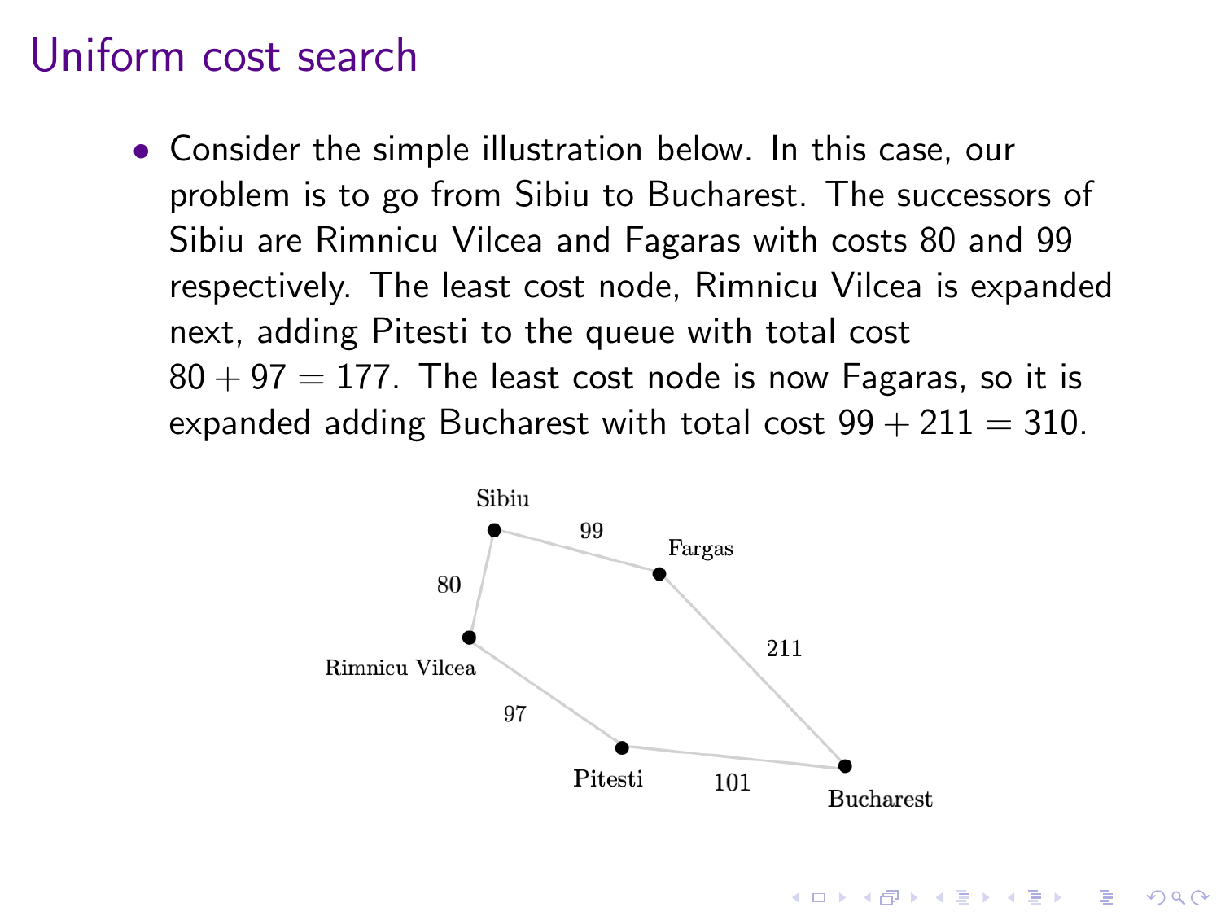# Uniform cost search

- Consider the simple illustration below. In this case, our problem is to go from Sibiu to Bucharest. The successors of Sibiu are Rimnicu Vilcea and Fagaras with costs 80 and 99 respectively. The least cost node, Rimnicu Vilcea is expanded next, adding Pitesti to the queue with total cost $80 + 97 = 177$. The least cost node is now Fagaras, so it is expanded adding Bucharest with total cost $99 + 211 = 310$.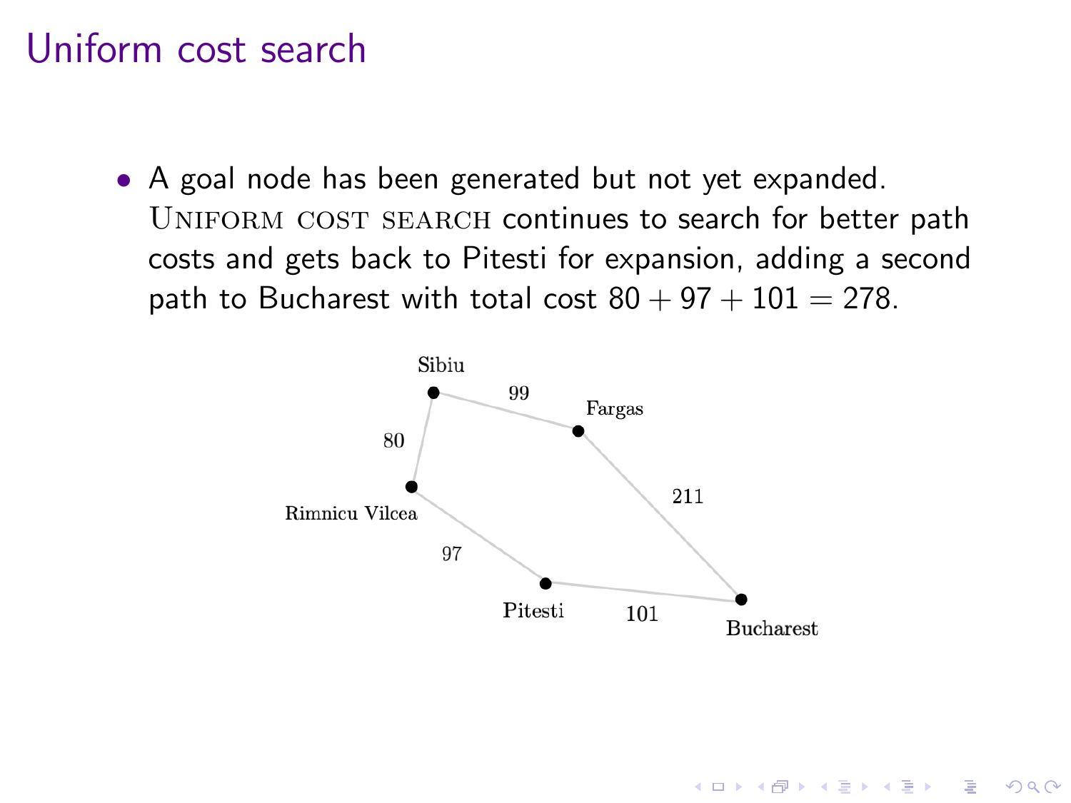# Uniform cost search

- A goal node has been generated but not yet expanded. UNIFORM COST SEARCH continues to search for better path costs and gets back to Pitesti for expansion, adding a second path to Bucharest with total cost $80 + 97 + 101 = 278$.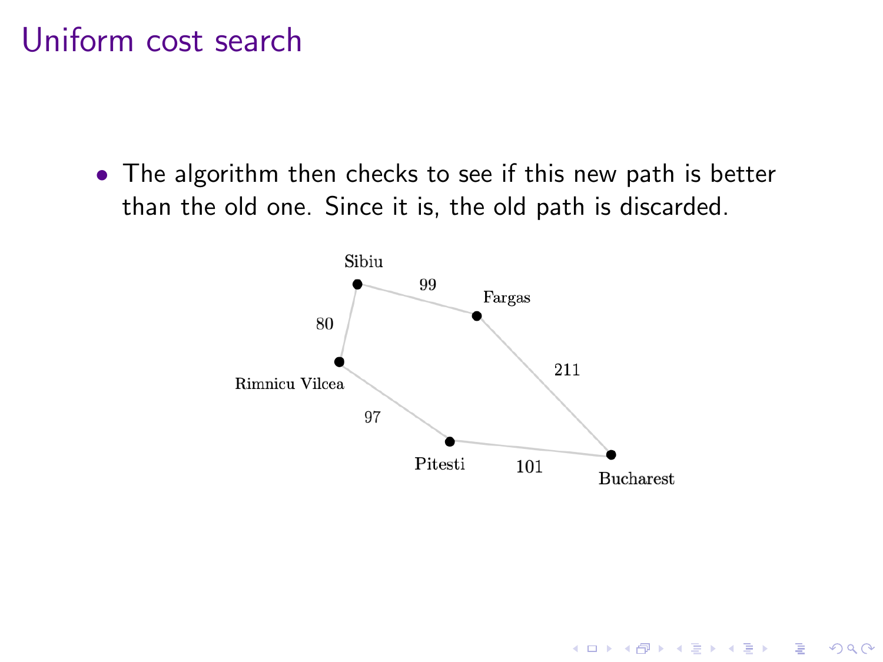# Uniform cost search

- The algorithm then checks to see if this new path is better than the old one. Since it is, the old path is discarded.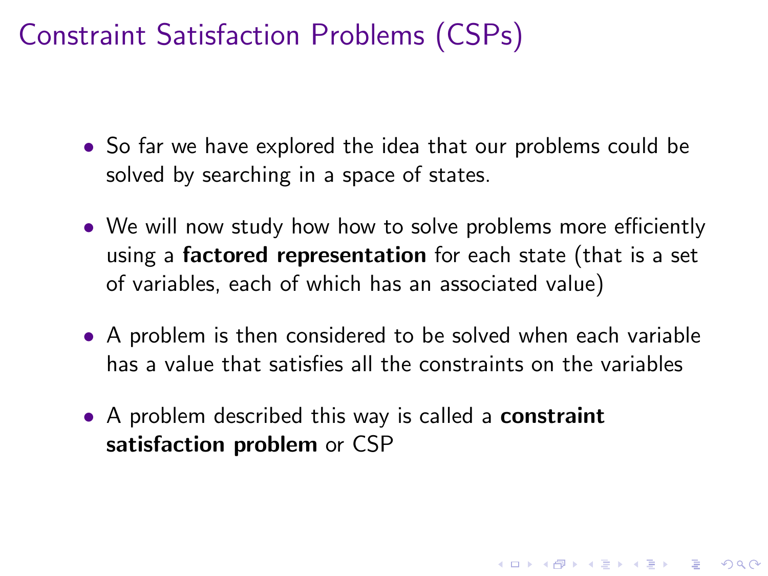# Constraint Satisfaction Problems (CSPs)

- So far we have explored the idea that our problems could be solved by searching in a space of states.
- We will now study how how to solve problems more efficiently using a **factored representation** for each state (that is a set of variables, each of which has an associated value)
- A problem is then considered to be solved when each variable has a value that satisfies all the constraints on the variables
- A problem described this way is called a **constraint satisfaction problem** or CSP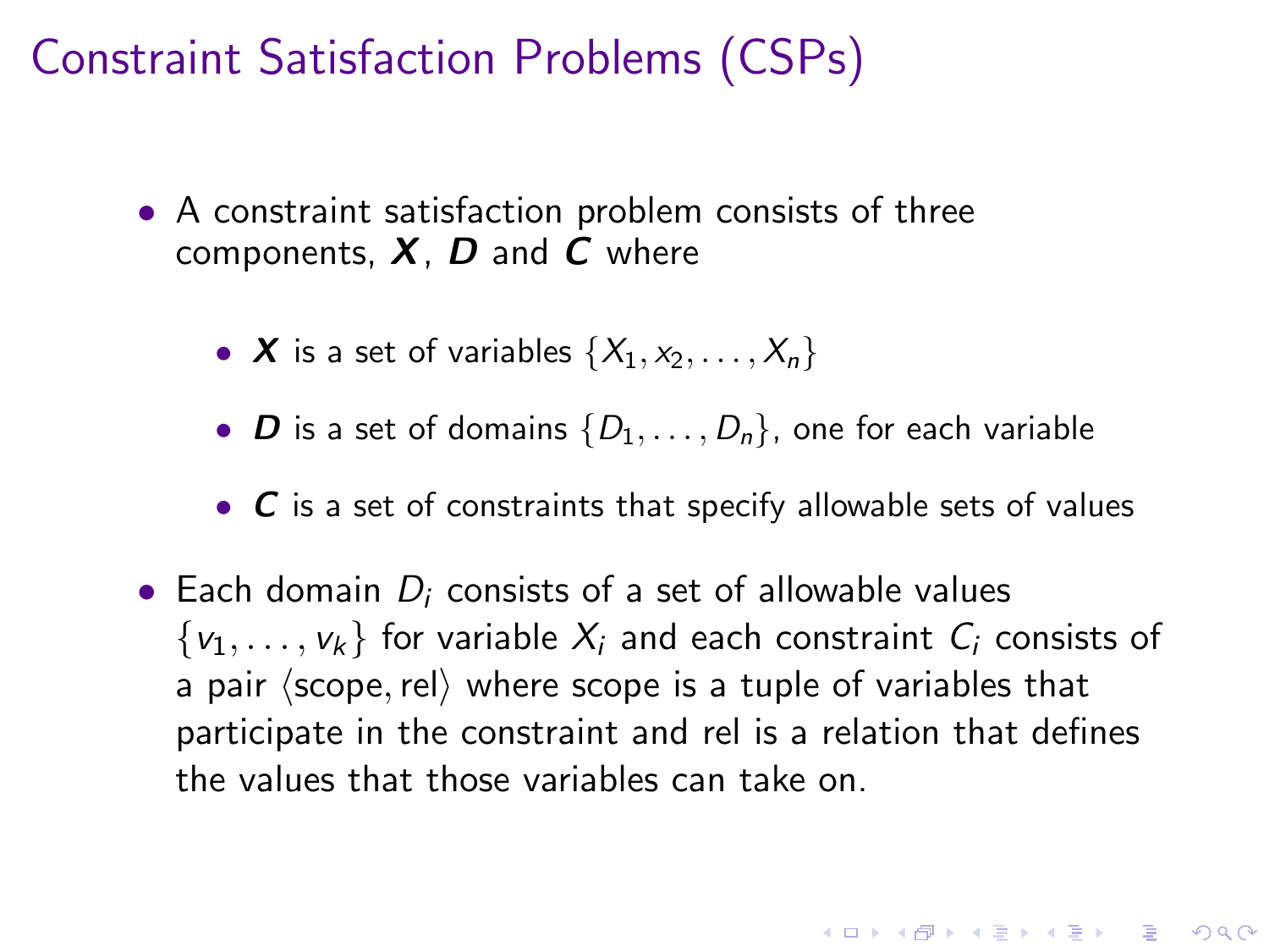# Constraint Satisfaction Problems (CSPs)

- A constraint satisfaction problem consists of three components, $\boldsymbol{X}$, $\boldsymbol{D}$ and $\boldsymbol{C}$ where
  - $\boldsymbol{X}$ is a set of variables $\{X_1, x_2, \ldots, X_n\}$
  - $\boldsymbol{D}$ is a set of domains $\{D_1, \ldots, D_n\}$, one for each variable
  - $\boldsymbol{C}$ is a set of constraints that specify allowable sets of values
- Each domain $D_i$ consists of a set of allowable values $\{v_1, \ldots, v_k\}$ for variable $X_i$ and each constraint $C_i$ consists of a pair $\langle \text{scope}, \text{rel} \rangle$ where scope is a tuple of variables that participate in the constraint and rel is a relation that defines the values that those variables can take on.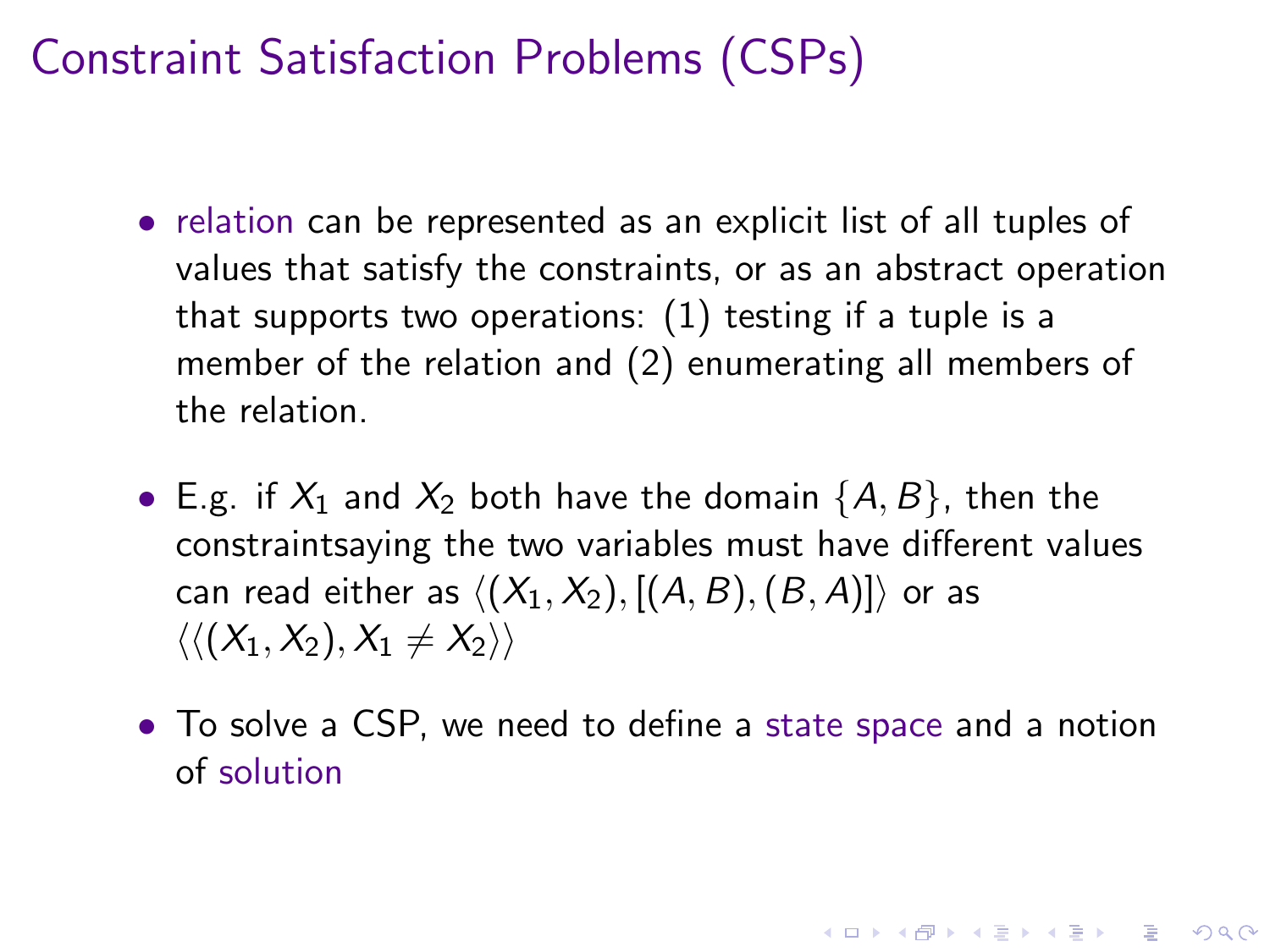# Constraint Satisfaction Problems (CSPs)

- relation can be represented as an explicit list of all tuples of values that satisfy the constraints, or as an abstract operation that supports two operations: (1) testing if a tuple is a member of the relation and (2) enumerating all members of the relation.
- E.g. if $X_1$ and $X_2$ both have the domain $\{A, B\}$, then the constraintsaying the two variables must have different values can read either as $\langle (X_1, X_2), [(A, B), (B, A)] \rangle$ or as $\langle \langle (X_1, X_2), X_1 \neq X_2 \rangle \rangle$
- To solve a CSP, we need to define a state space and a notion of solution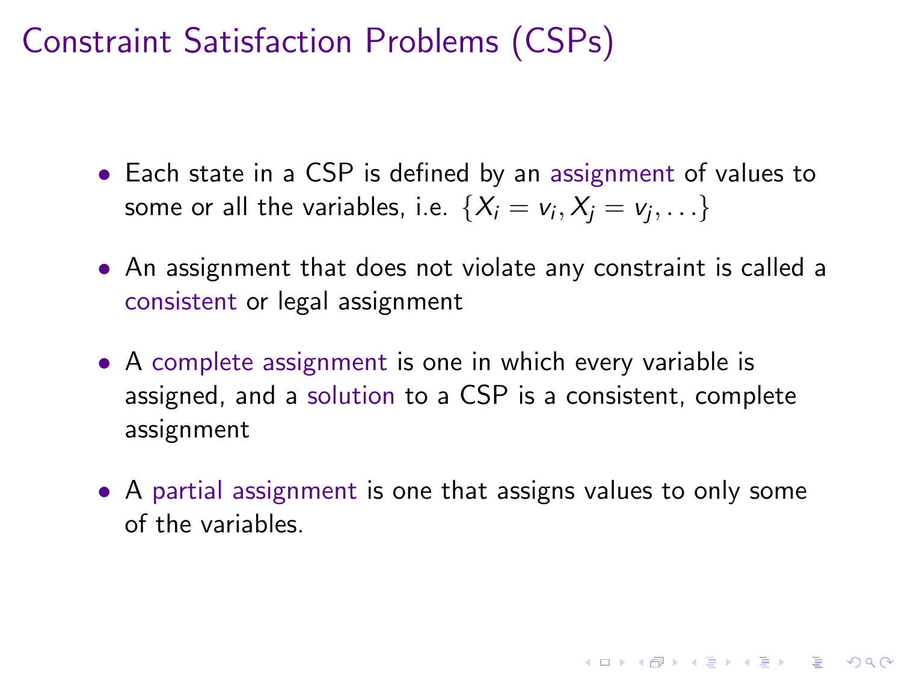# Constraint Satisfaction Problems (CSPs)

- Each state in a CSP is defined by an assignment of values to some or all the variables, i.e. $\{X_i = v_i, X_j = v_j, \ldots\}$
- An assignment that does not violate any constraint is called a consistent or legal assignment
- A complete assignment is one in which every variable is assigned, and a solution to a CSP is a consistent, complete assignment
- A partial assignment is one that assigns values to only some of the variables.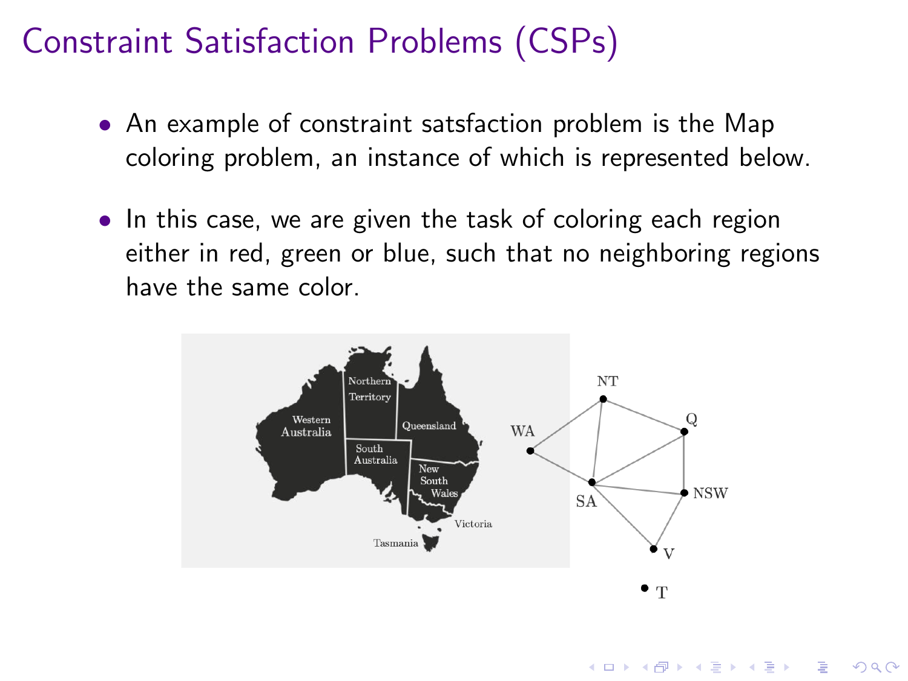# Constraint Satisfaction Problems (CSPs)

- An example of constraint satsfaction problem is the Map coloring problem, an instance of which is represented below.

- In this case, we are given the task of coloring each region either in red, green or blue, such that no neighboring regions have the same color.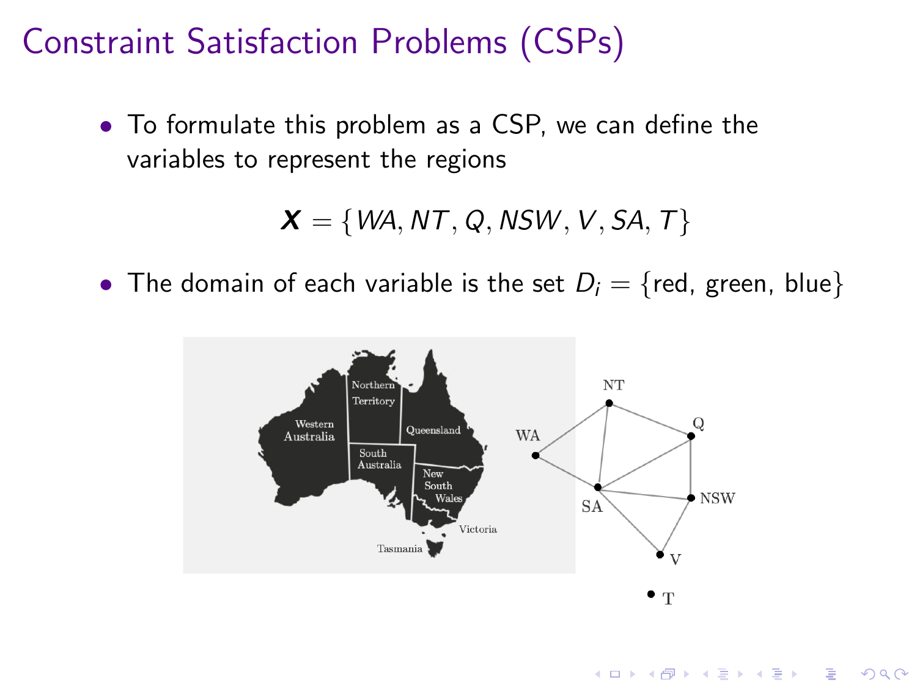# Constraint Satisfaction Problems (CSPs)

- To formulate this problem as a CSP, we can define the variables to represent the regions

$$\boldsymbol{X} = \{WA, NT, Q, NSW, V, SA, T\}$$

- The domain of each variable is the set $D_i = \{\text{red, green, blue}\}$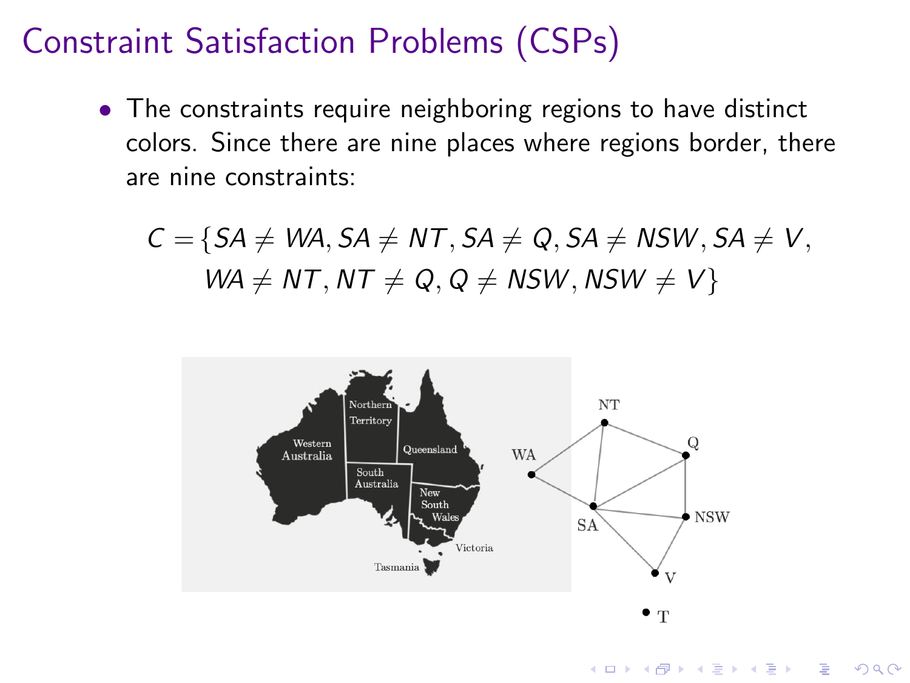# Constraint Satisfaction Problems (CSPs)

- The constraints require neighboring regions to have distinct colors. Since there are nine places where regions border, there are nine constraints:

$$C = \{SA \neq WA, SA \neq NT, SA \neq Q, SA \neq NSW, SA \neq V,$$
$$WA \neq NT, NT \neq Q, Q \neq NSW, NSW \neq V\}$$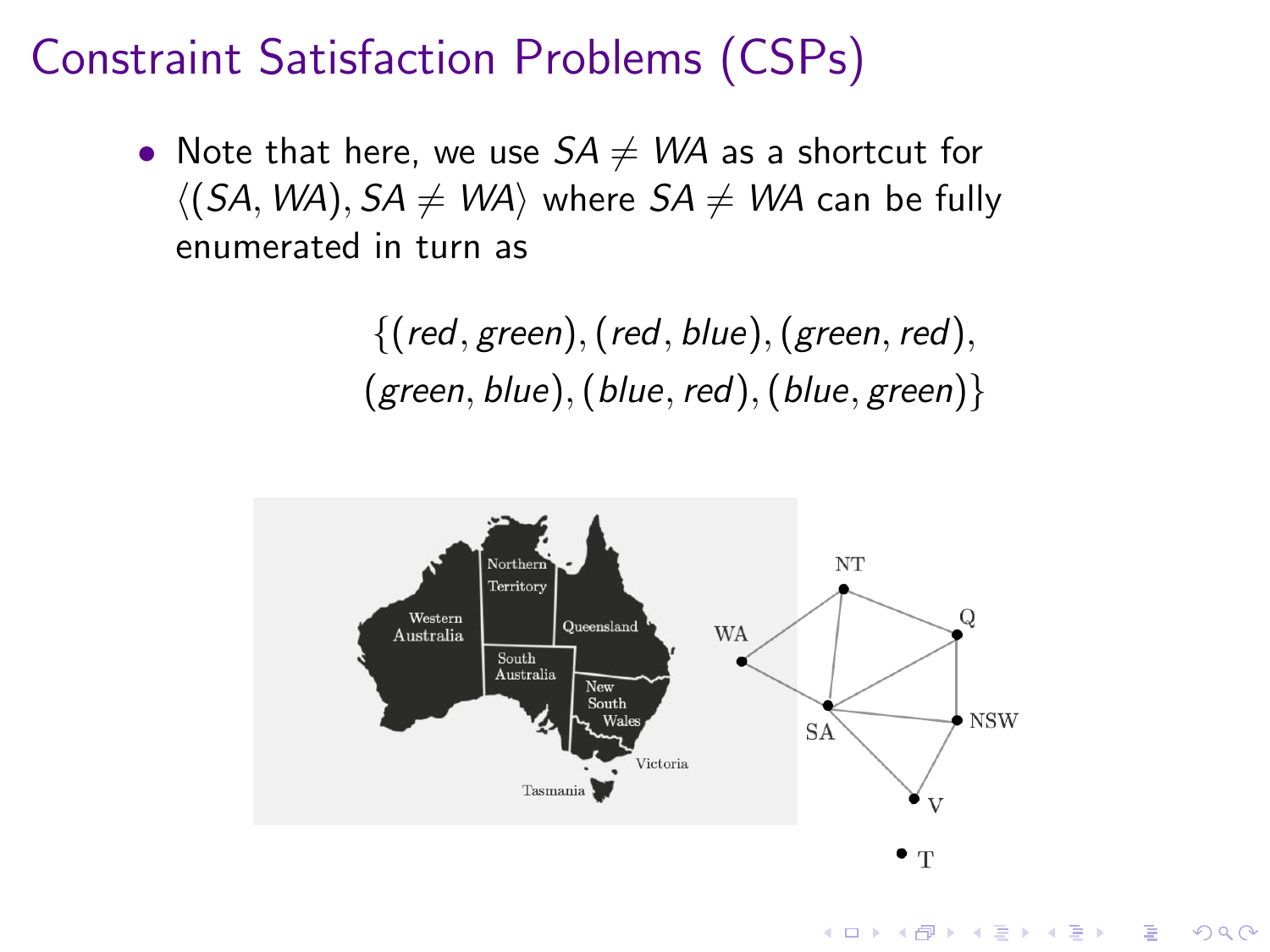# Constraint Satisfaction Problems (CSPs)

- Note that here, we use $SA \neq WA$ as a shortcut for $\langle (SA, WA), SA \neq WA \rangle$ where $SA \neq WA$ can be fully enumerated in turn as

$$\{(red, green), (red, blue), (green, red),$$
$$(green, blue), (blue, red), (blue, green)\}$$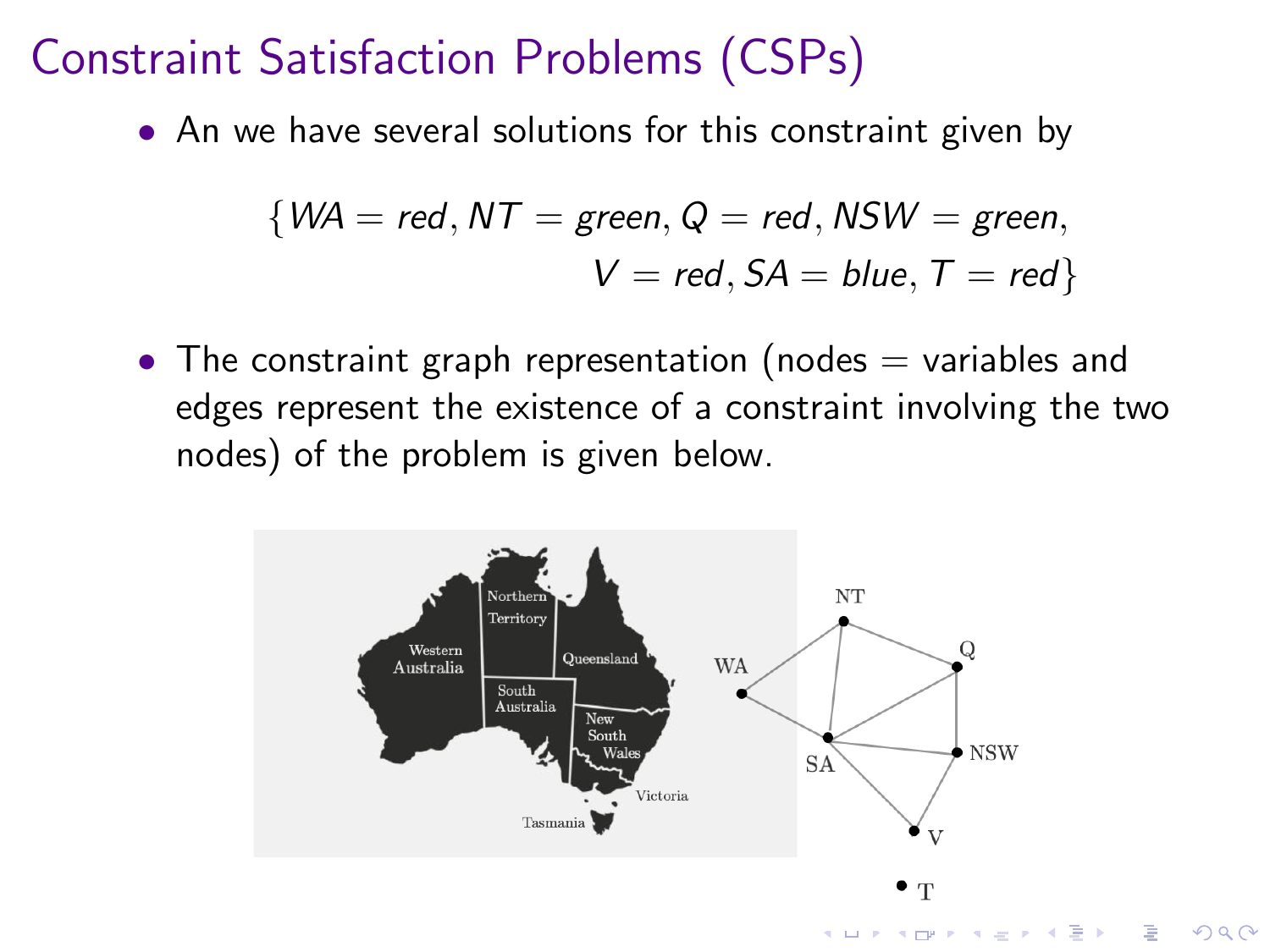# Constraint Satisfaction Problems (CSPs)

- An we have several solutions for this constraint given by

$$\{WA = red, NT = green, Q = red, NSW = green, V = red, SA = blue, T = red\}$$

- The constraint graph representation (nodes = variables and edges represent the existence of a constraint involving the two nodes) of the problem is given below.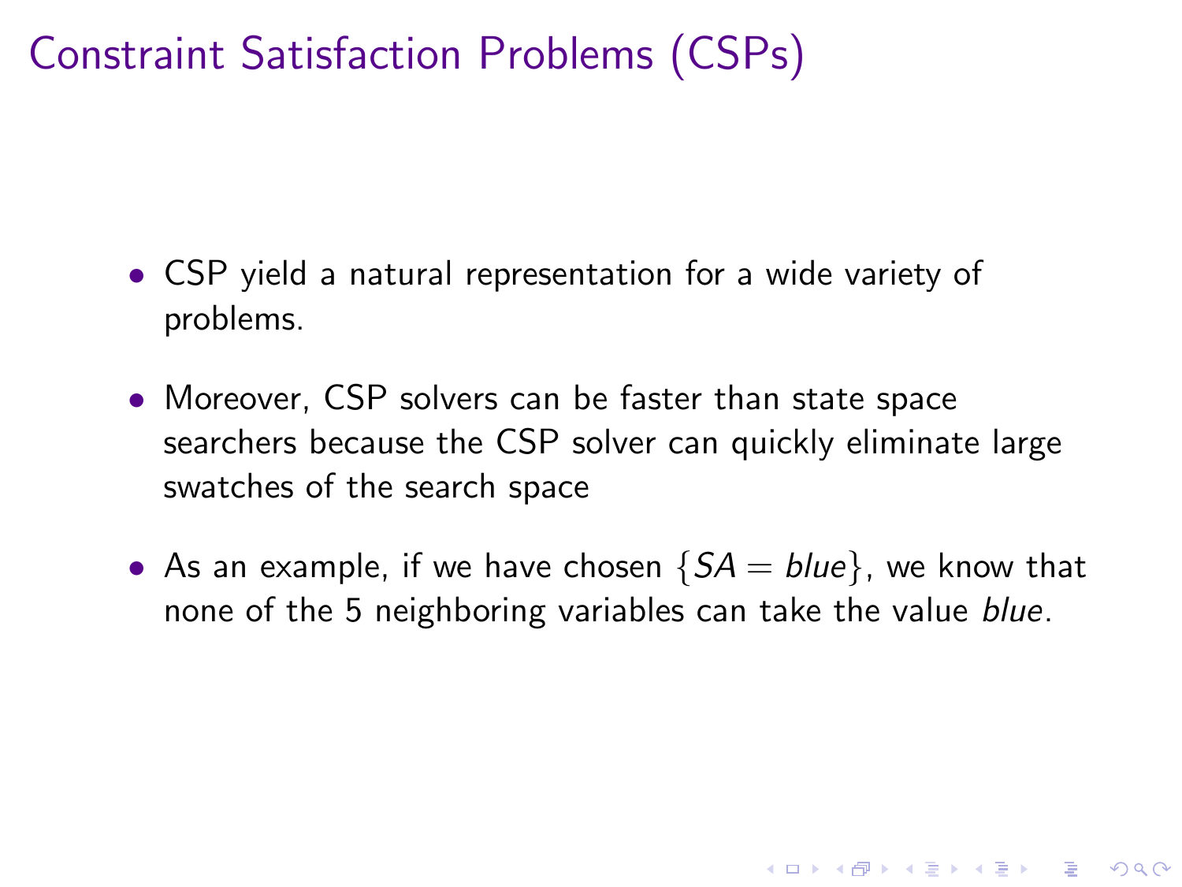# Constraint Satisfaction Problems (CSPs)

- CSP yield a natural representation for a wide variety of problems.
- Moreover, CSP solvers can be faster than state space searchers because the CSP solver can quickly eliminate large swatches of the search space
- As an example, if we have chosen $\{SA = blue\}$, we know that none of the 5 neighboring variables can take the value *blue*.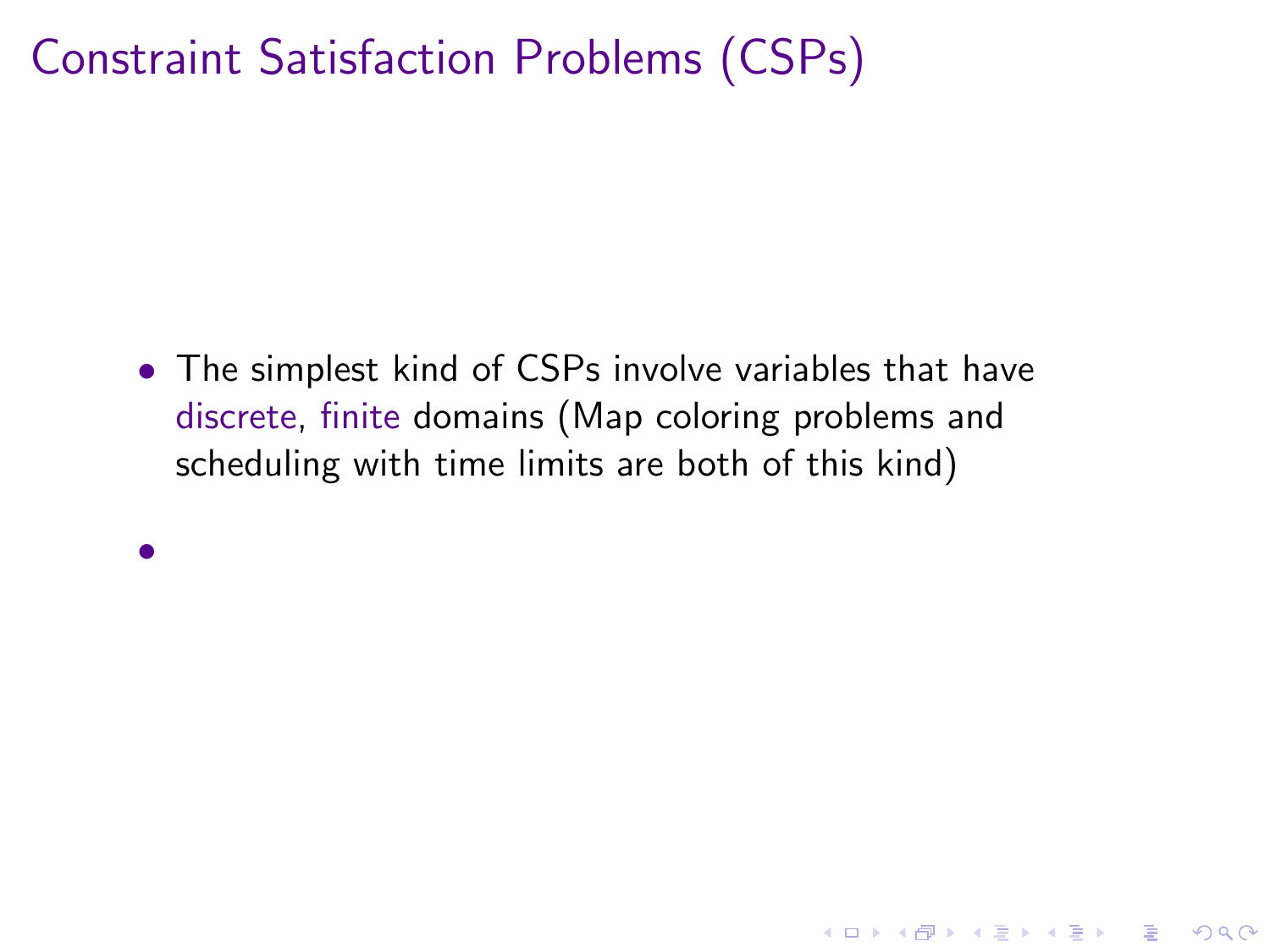# Constraint Satisfaction Problems (CSPs)

- The simplest kind of CSPs involve variables that have discrete, finite domains (Map coloring problems and scheduling with time limits are both of this kind)
-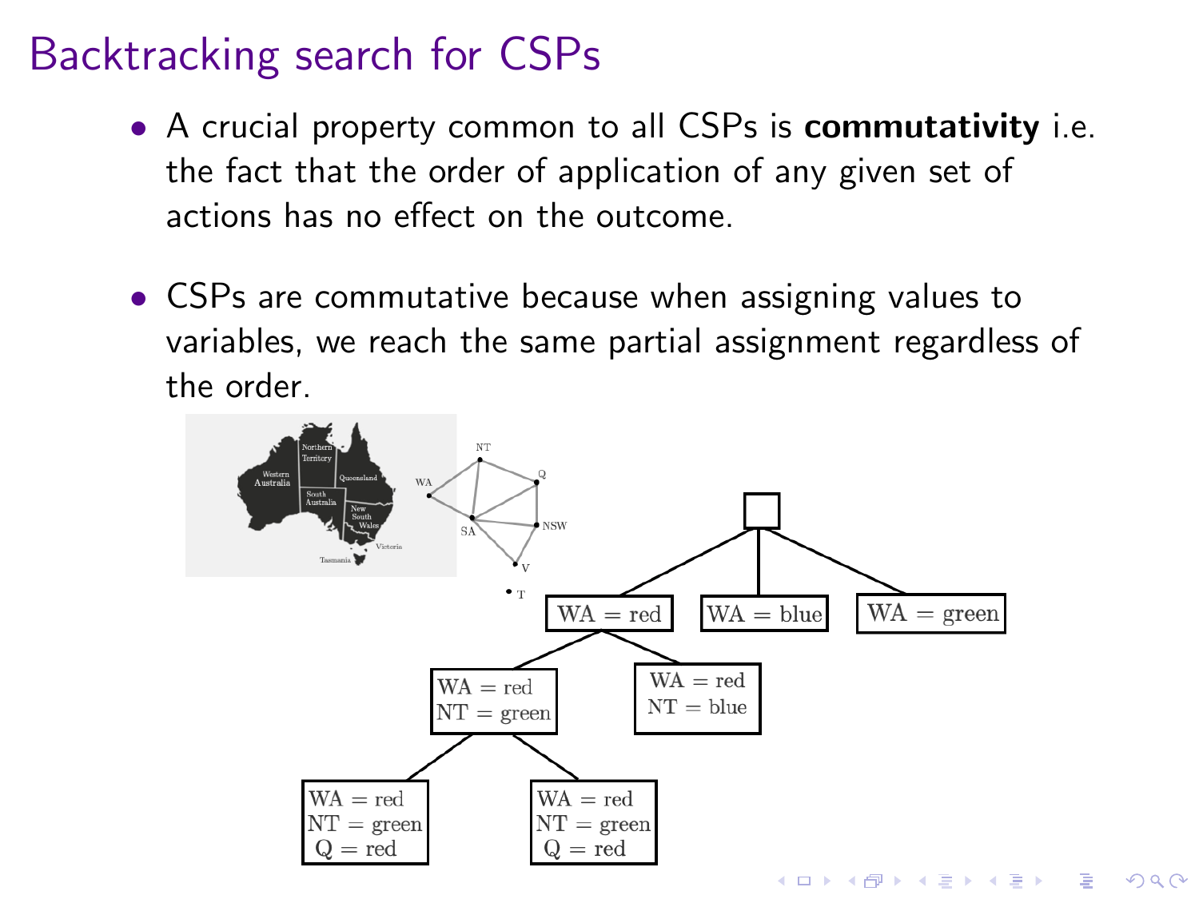# Backtracking search for CSPs

- A crucial property common to all CSPs is **commutativity** i.e. the fact that the order of application of any given set of actions has no effect on the outcome.

- CSPs are commutative because when assigning values to variables, we reach the same partial assignment regardless of the order.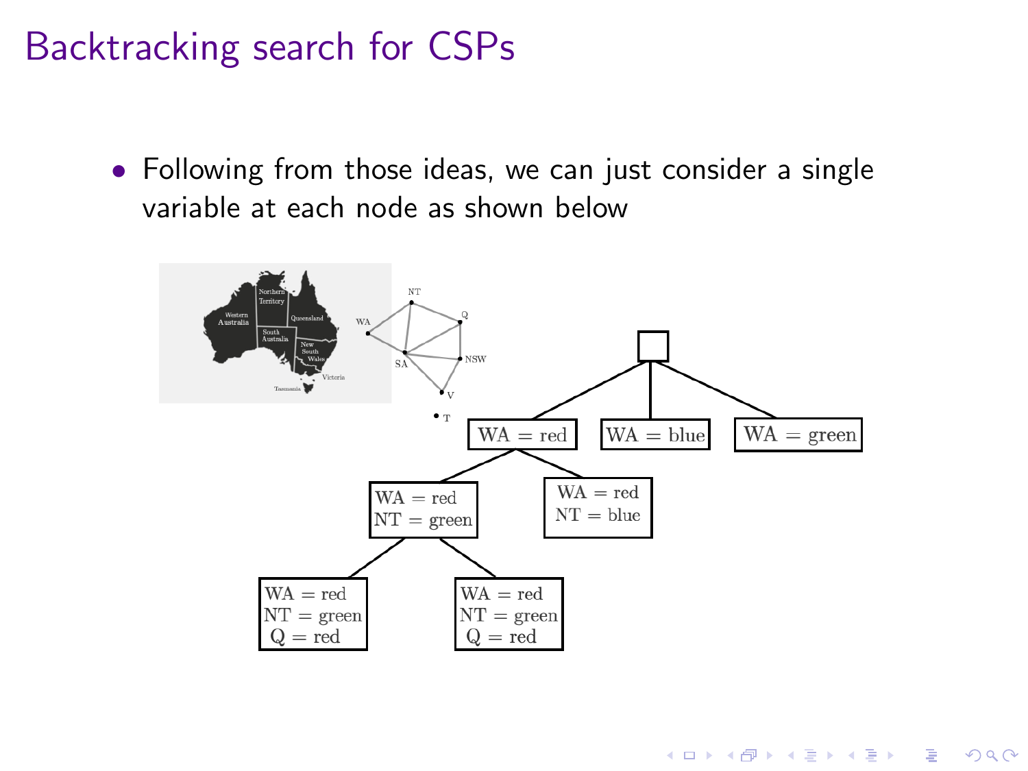# Backtracking search for CSPs

- Following from those ideas, we can just consider a single variable at each node as shown below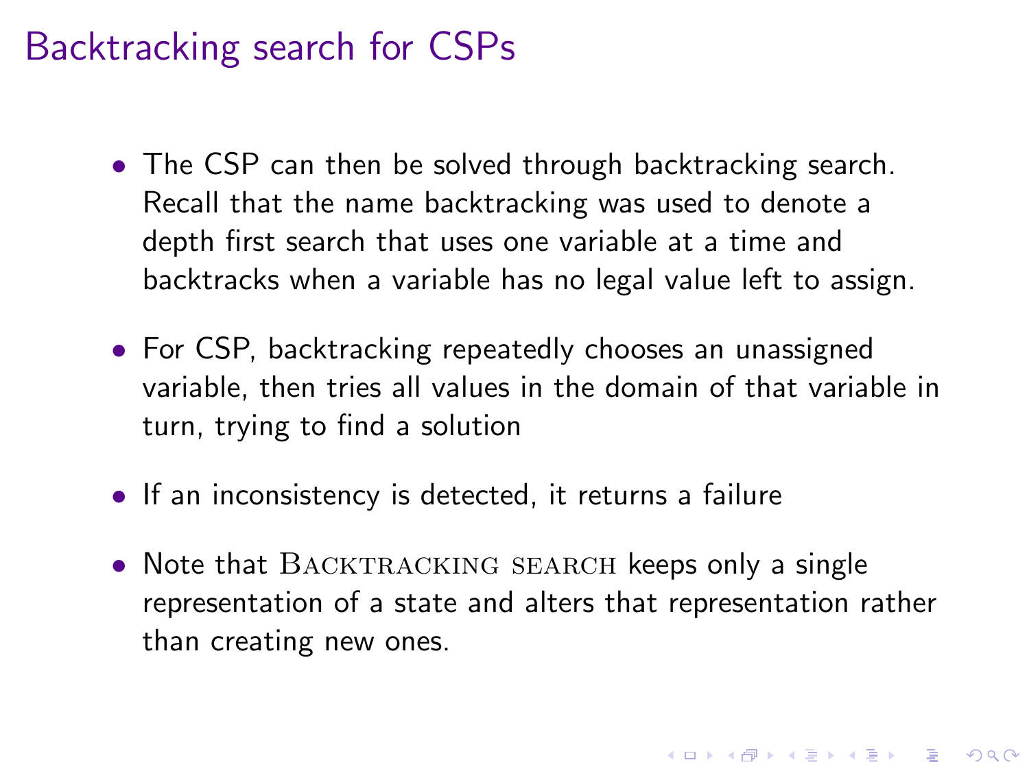# Backtracking search for CSPs

- The CSP can then be solved through backtracking search. Recall that the name backtracking was used to denote a depth first search that uses one variable at a time and backtracks when a variable has no legal value left to assign.
- For CSP, backtracking repeatedly chooses an unassigned variable, then tries all values in the domain of that variable in turn, trying to find a solution
- If an inconsistency is detected, it returns a failure
- Note that BACKTRACKING SEARCH keeps only a single representation of a state and alters that representation rather than creating new ones.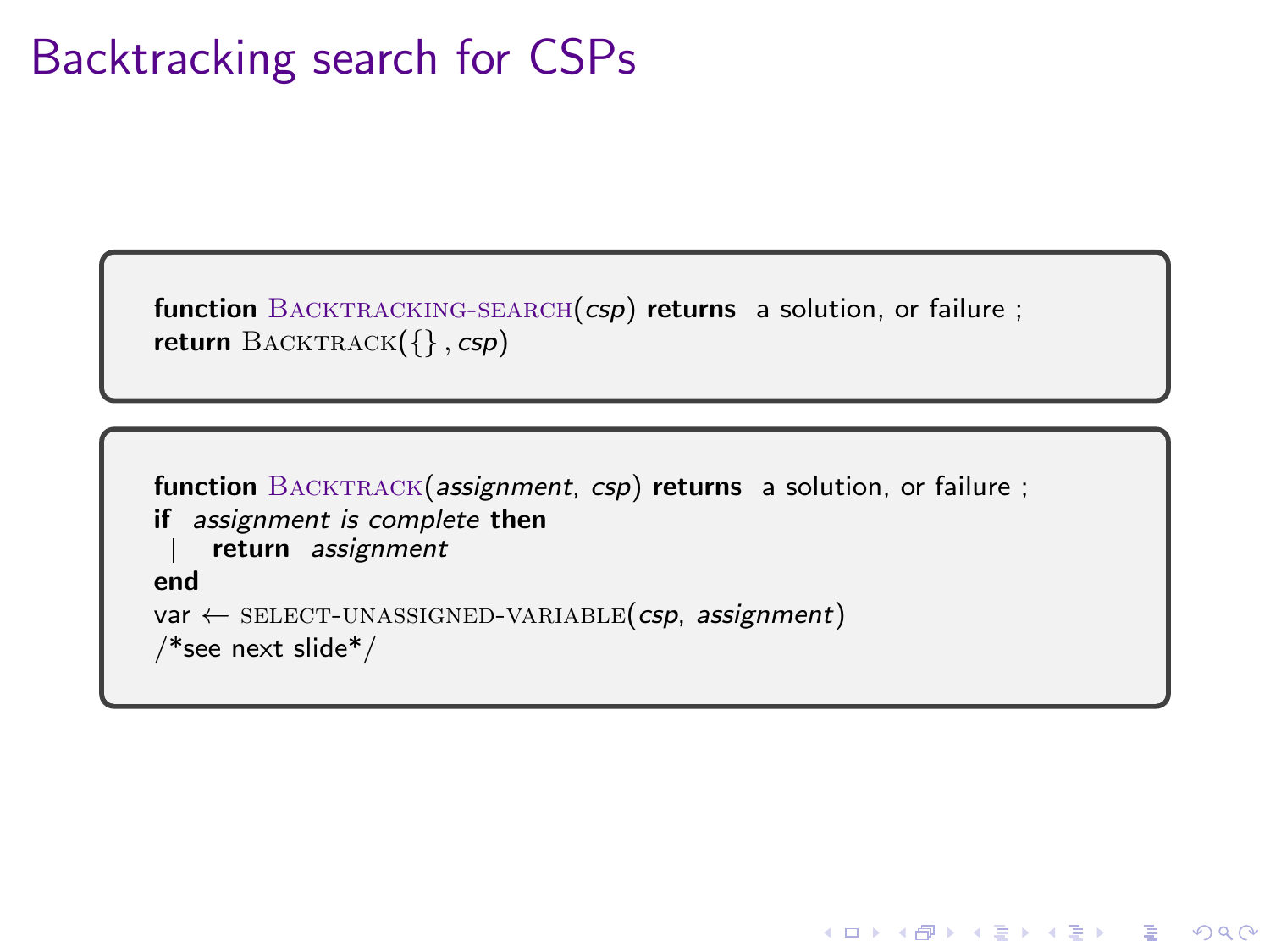# Backtracking search for CSPs

```
function BACKTRACKING-SEARCH(csp) returns  a solution, or failure ;
return BACKTRACK({} , csp)
```

```
function BACKTRACK(assignment, csp) returns  a solution, or failure ;
if  assignment is complete then
 |    return  assignment
end
var ← SELECT-UNASSIGNED-VARIABLE(csp, assignment)
/*see next slide*/
```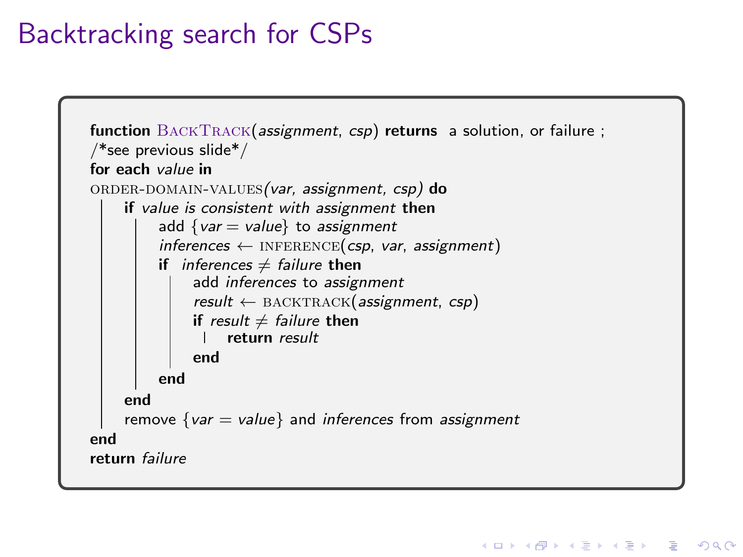# Backtracking search for CSPs

```
function BackTrack(assignment, csp) returns  a solution, or failure ;
/*see previous slide*/
for each value in
ORDER-DOMAIN-VALUES(var, assignment, csp) do
    if value is consistent with assignment then
        add {var = value} to assignment
        inferences ← INFERENCE(csp, var, assignment)
        if  inferences ≠ failure then
            add inferences to assignment
            result ← BACKTRACK(assignment, csp)
            if result ≠ failure then
                return result
            end
        end
    end
    remove {var = value} and inferences from assignment
end
return failure
```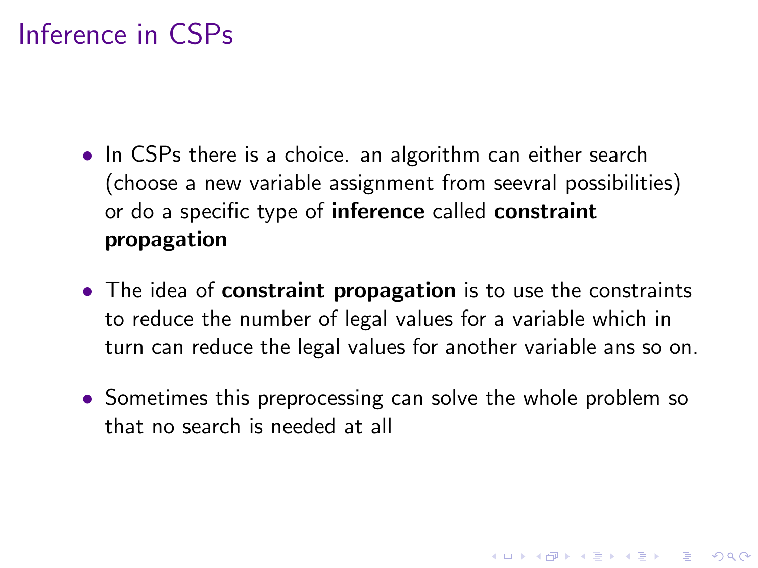# Inference in CSPs

- In CSPs there is a choice. an algorithm can either search (choose a new variable assignment from seevral possibilities) or do a specific type of **inference** called **constraint propagation**

- The idea of **constraint propagation** is to use the constraints to reduce the number of legal values for a variable which in turn can reduce the legal values for another variable ans so on.

- Sometimes this preprocessing can solve the whole problem so that no search is needed at all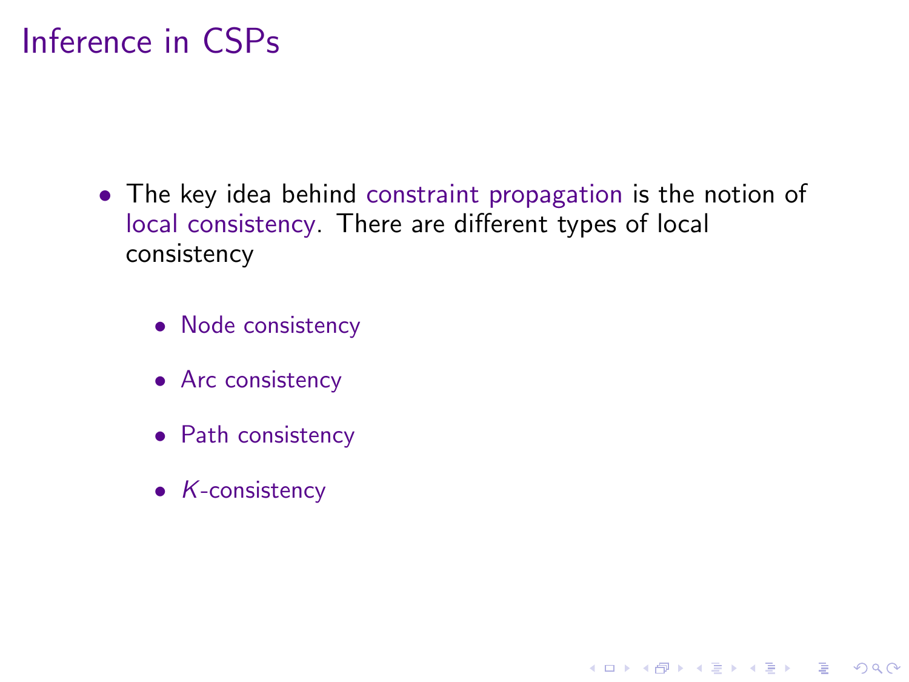# Inference in CSPs

- The key idea behind constraint propagation is the notion of local consistency. There are different types of local consistency
  - Node consistency
  - Arc consistency
  - Path consistency
  - $K$-consistency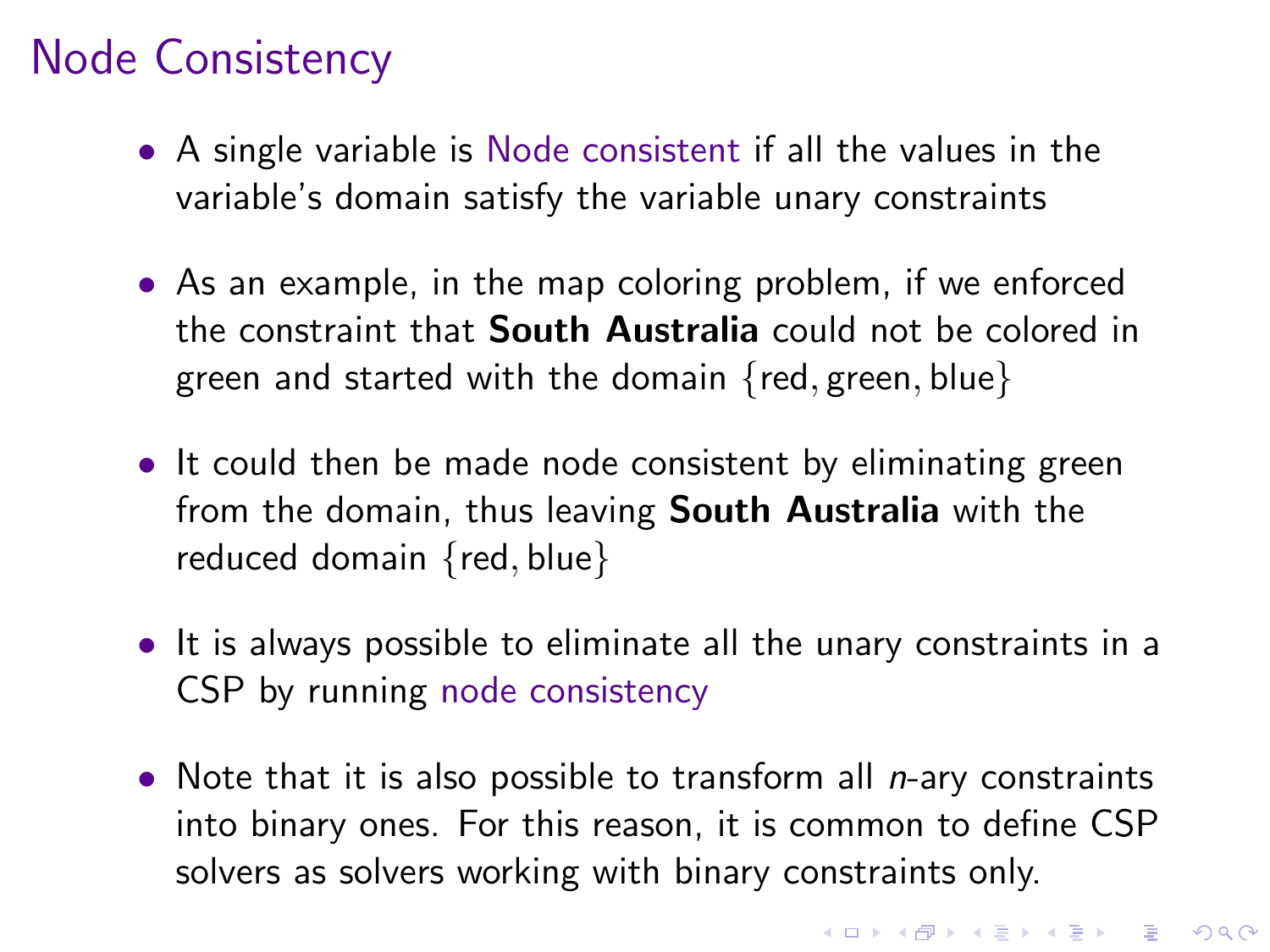# Node Consistency

- A single variable is Node consistent if all the values in the variable's domain satisfy the variable unary constraints
- As an example, in the map coloring problem, if we enforced the constraint that **South Australia** could not be colored in green and started with the domain $\{\text{red}, \text{green}, \text{blue}\}$
- It could then be made node consistent by eliminating green from the domain, thus leaving **South Australia** with the reduced domain $\{\text{red}, \text{blue}\}$
- It is always possible to eliminate all the unary constraints in a CSP by running node consistency
- Note that it is also possible to transform all *n*-ary constraints into binary ones. For this reason, it is common to define CSP solvers as solvers working with binary constraints only.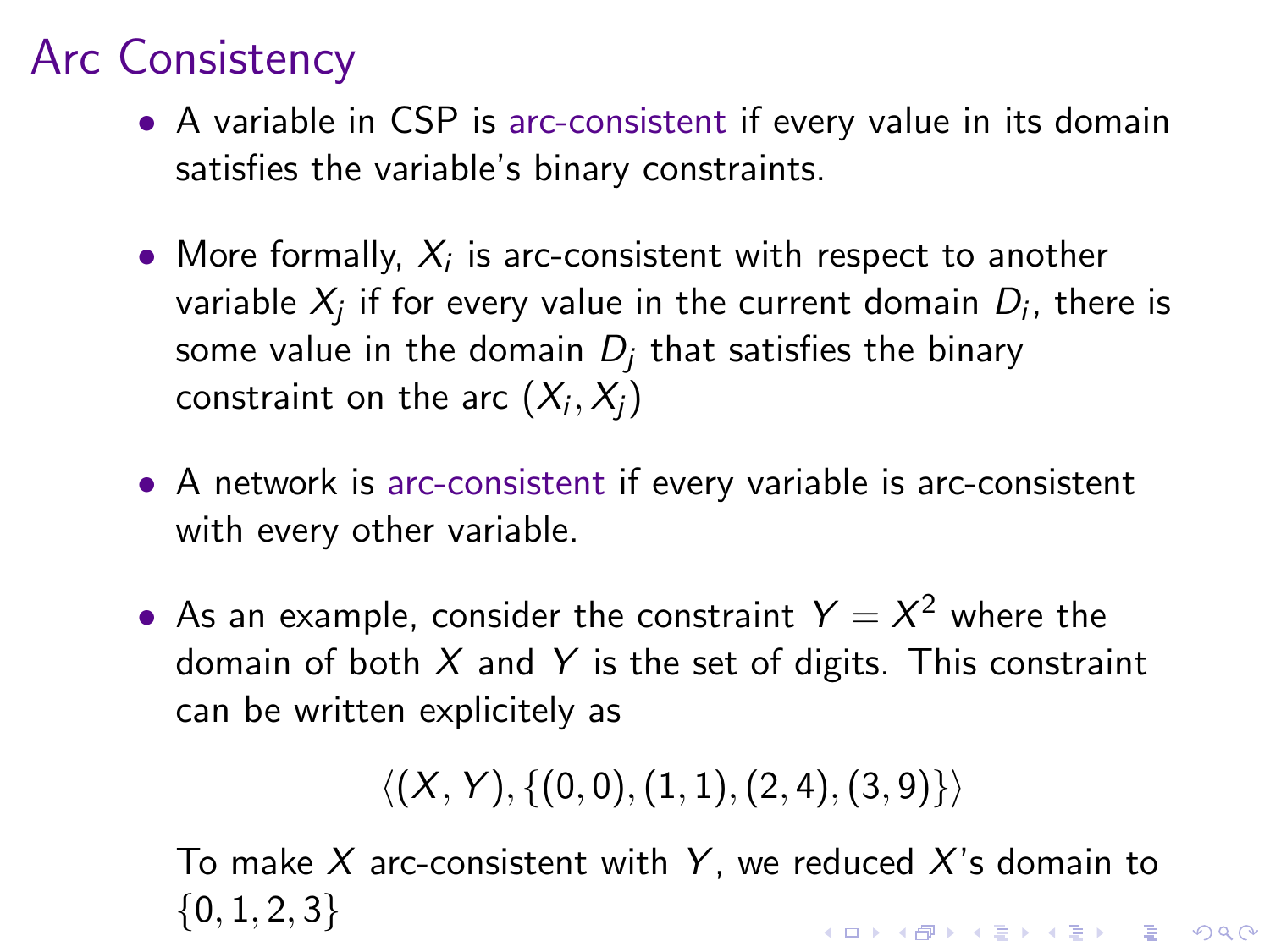# Arc Consistency

- A variable in CSP is arc-consistent if every value in its domain satisfies the variable's binary constraints.

- More formally, $X_i$ is arc-consistent with respect to another variable $X_j$ if for every value in the current domain $D_i$, there is some value in the domain $D_j$ that satisfies the binary constraint on the arc $(X_i, X_j)$

- A network is arc-consistent if every variable is arc-consistent with every other variable.

- As an example, consider the constraint $Y = X^2$ where the domain of both $X$ and $Y$ is the set of digits. This constraint can be written explicitely as

$$\langle (X, Y), \{(0, 0), (1, 1), (2, 4), (3, 9)\} \rangle$$

  To make $X$ arc-consistent with $Y$, we reduced $X$'s domain to $\{0, 1, 2, 3\}$